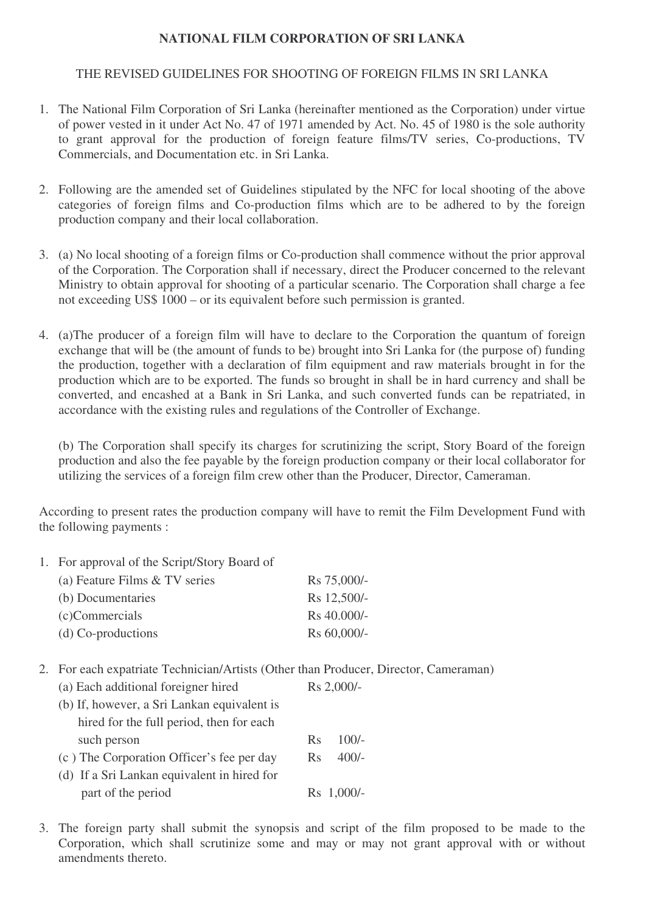**NATIONAL FILM CORPORATION OF SRI LANKA**

THE REVISED GUIDELINES FOR SHOOTING OF FOREIGN FILMS IN SRI LANKA

1. The National Film Corporation of Sri Lanka (hereinafter mentioned as the Corporation) under virtue of power vested in it under Act No. 47 of 1971 amended by Act. No. 45 of 1980 is the sole authority to grant approval for the production of foreign feature films/TV series, Co-productions, TV Commercials, and Documentation etc. in Sri Lanka.

2. Following are the amended set of Guidelines stipulated by the NFC for local shooting of the above categories of foreign films and Co-production films which are to be adhered to by the foreign production company and their local collaboration.

3. (a) No local shooting of a foreign films or Co-production shall commence without the prior approval of the Corporation. The Corporation shall if necessary, direct the Producer concerned to the relevant Ministry to obtain approval for shooting of a particular scenario. The Corporation shall charge a fee not exceeding US$ 1000 – or its equivalent before such permission is granted.

4. (a)The producer of a foreign film will have to declare to the Corporation the quantum of foreign exchange that will be (the amount of funds to be) brought into Sri Lanka for (the purpose of) funding the production, together with a declaration of film equipment and raw materials brought in for the production which are to be exported. The funds so brought in shall be in hard currency and shall be converted, and encashed at a Bank in Sri Lanka, and such converted funds can be repatriated, in accordance with the existing rules and regulations of the Controller of Exchange.

   (b) The Corporation shall specify its charges for scrutinizing the script, Story Board of the foreign production and also the fee payable by the foreign production company or their local collaborator for utilizing the services of a foreign film crew other than the Producer, Director, Cameraman.

According to present rates the production company will have to remit the Film Development Fund with the following payments :

1. For approval of the Script/Story Board of

| | |
|---|---|
| (a) Feature Films & TV series | Rs 75,000/- |
| (b) Documentaries | Rs 12,500/- |
| (c)Commercials | Rs 40.000/- |
| (d) Co-productions | Rs 60,000/- |

2. For each expatriate Technician/Artists (Other than Producer, Director, Cameraman)

| | |
|---|---|
| (a) Each additional foreigner hired | Rs 2,000/- |
| (b) If, however, a Sri Lankan equivalent is hired for the full period, then for each such person | Rs 100/- |
| (c ) The Corporation Officer's fee per day | Rs 400/- |
| (d) If a Sri Lankan equivalent in hired for part of the period | Rs 1,000/- |

3. The foreign party shall submit the synopsis and script of the film proposed to be made to the Corporation, which shall scrutinize some and may or may not grant approval with or without amendments thereto.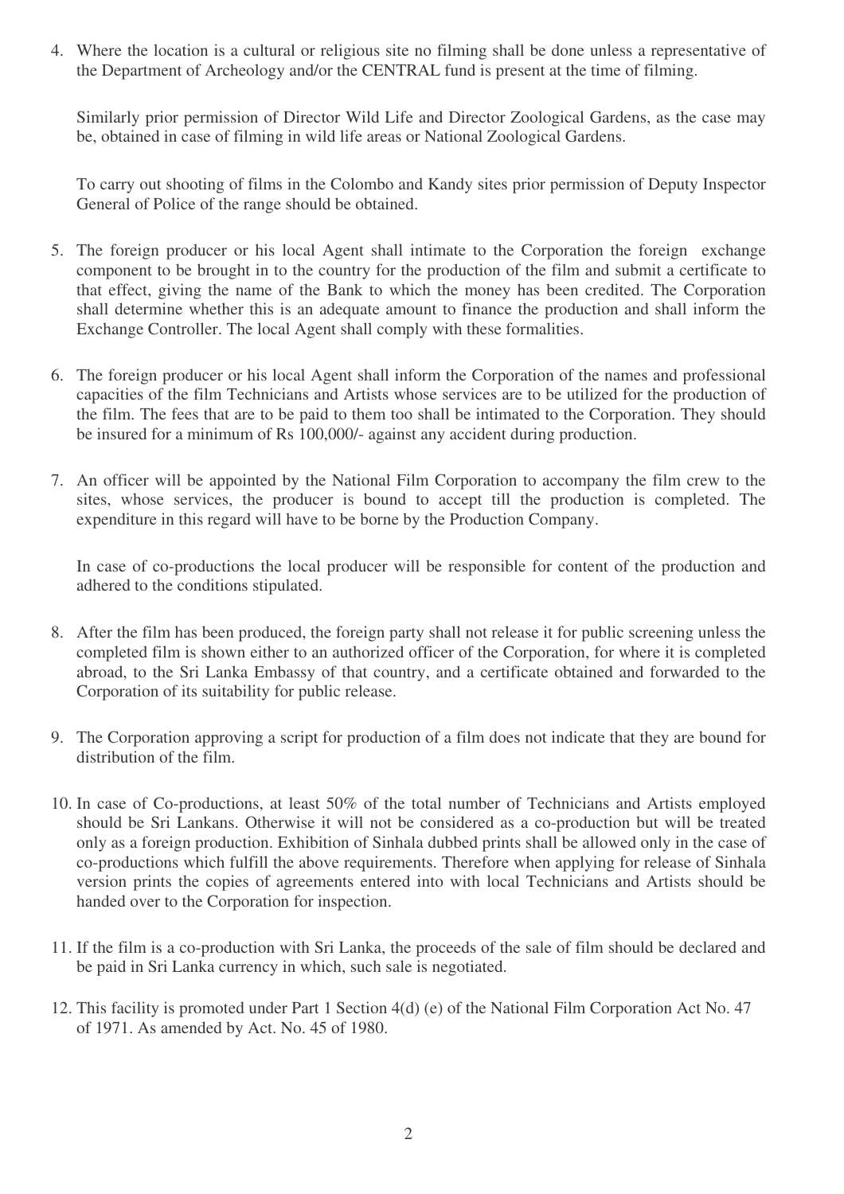4. Where the location is a cultural or religious site no filming shall be done unless a representative of the Department of Archeology and/or the CENTRAL fund is present at the time of filming.

   Similarly prior permission of Director Wild Life and Director Zoological Gardens, as the case may be, obtained in case of filming in wild life areas or National Zoological Gardens.

   To carry out shooting of films in the Colombo and Kandy sites prior permission of Deputy Inspector General of Police of the range should be obtained.

5. The foreign producer or his local Agent shall intimate to the Corporation the foreign exchange component to be brought in to the country for the production of the film and submit a certificate to that effect, giving the name of the Bank to which the money has been credited. The Corporation shall determine whether this is an adequate amount to finance the production and shall inform the Exchange Controller. The local Agent shall comply with these formalities.

6. The foreign producer or his local Agent shall inform the Corporation of the names and professional capacities of the film Technicians and Artists whose services are to be utilized for the production of the film. The fees that are to be paid to them too shall be intimated to the Corporation. They should be insured for a minimum of Rs 100,000/- against any accident during production.

7. An officer will be appointed by the National Film Corporation to accompany the film crew to the sites, whose services, the producer is bound to accept till the production is completed. The expenditure in this regard will have to be borne by the Production Company.

   In case of co-productions the local producer will be responsible for content of the production and adhered to the conditions stipulated.

8. After the film has been produced, the foreign party shall not release it for public screening unless the completed film is shown either to an authorized officer of the Corporation, for where it is completed abroad, to the Sri Lanka Embassy of that country, and a certificate obtained and forwarded to the Corporation of its suitability for public release.

9. The Corporation approving a script for production of a film does not indicate that they are bound for distribution of the film.

10. In case of Co-productions, at least 50% of the total number of Technicians and Artists employed should be Sri Lankans. Otherwise it will not be considered as a co-production but will be treated only as a foreign production. Exhibition of Sinhala dubbed prints shall be allowed only in the case of co-productions which fulfill the above requirements. Therefore when applying for release of Sinhala version prints the copies of agreements entered into with local Technicians and Artists should be handed over to the Corporation for inspection.

11. If the film is a co-production with Sri Lanka, the proceeds of the sale of film should be declared and be paid in Sri Lanka currency in which, such sale is negotiated.

12. This facility is promoted under Part 1 Section 4(d) (e) of the National Film Corporation Act No. 47 of 1971. As amended by Act. No. 45 of 1980.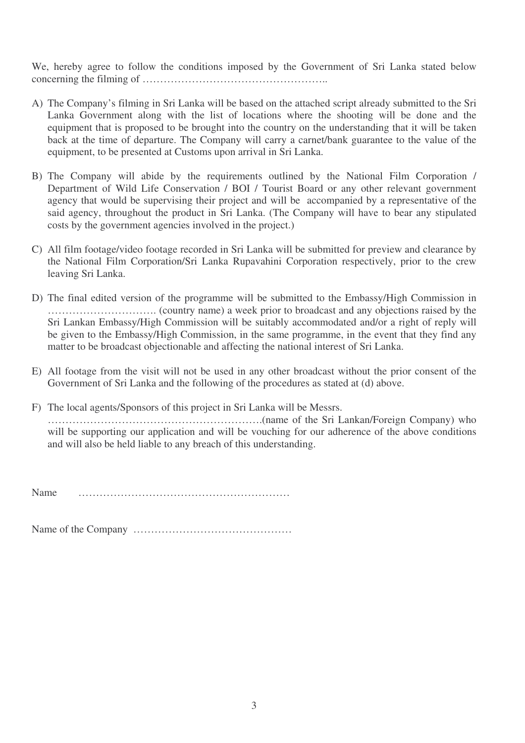We, hereby agree to follow the conditions imposed by the Government of Sri Lanka stated below concerning the filming of ……………………………………………..

A) The Company's filming in Sri Lanka will be based on the attached script already submitted to the Sri Lanka Government along with the list of locations where the shooting will be done and the equipment that is proposed to be brought into the country on the understanding that it will be taken back at the time of departure. The Company will carry a carnet/bank guarantee to the value of the equipment, to be presented at Customs upon arrival in Sri Lanka.

B) The Company will abide by the requirements outlined by the National Film Corporation / Department of Wild Life Conservation / BOI / Tourist Board or any other relevant government agency that would be supervising their project and will be accompanied by a representative of the said agency, throughout the product in Sri Lanka. (The Company will have to bear any stipulated costs by the government agencies involved in the project.)

C) All film footage/video footage recorded in Sri Lanka will be submitted for preview and clearance by the National Film Corporation/Sri Lanka Rupavahini Corporation respectively, prior to the crew leaving Sri Lanka.

D) The final edited version of the programme will be submitted to the Embassy/High Commission in …………………………. (country name) a week prior to broadcast and any objections raised by the Sri Lankan Embassy/High Commission will be suitably accommodated and/or a right of reply will be given to the Embassy/High Commission, in the same programme, in the event that they find any matter to be broadcast objectionable and affecting the national interest of Sri Lanka.

E) All footage from the visit will not be used in any other broadcast without the prior consent of the Government of Sri Lanka and the following of the procedures as stated at (d) above.

F) The local agents/Sponsors of this project in Sri Lanka will be Messrs. …………………………………………………….(name of the Sri Lankan/Foreign Company) who will be supporting our application and will be vouching for our adherence of the above conditions and will also be held liable to any breach of this understanding.

Name ……………………………………………………

Name of the Company ………………………………………